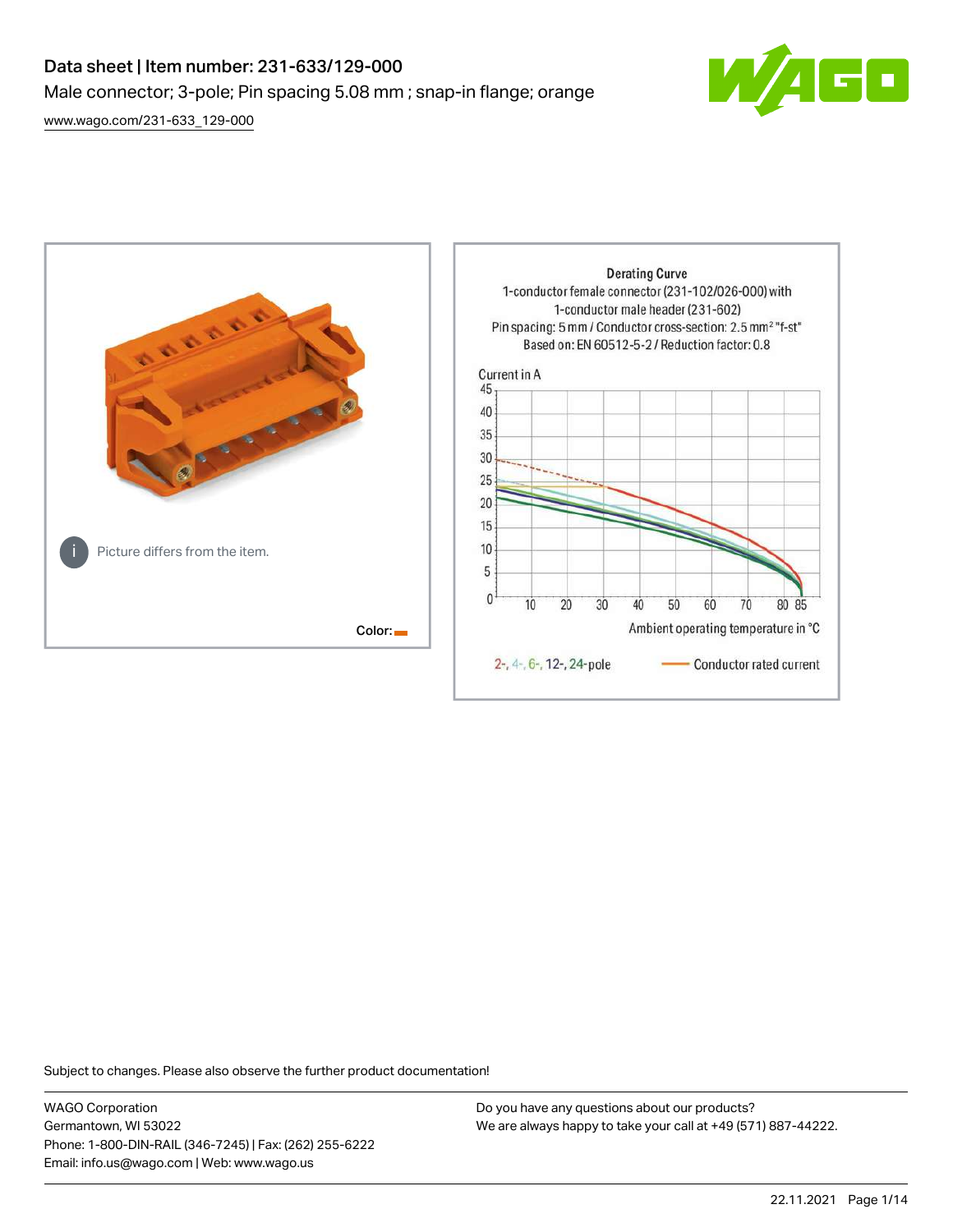# Data sheet | Item number: 231-633/129-000

Male connector; 3-pole; Pin spacing 5.08 mm ; snap-in flange; orange

www.wago.com/231-633_129-000

Picture differs from the item.

Color:

Derating Curve
1-conductor female connector (231-102/026-000) with
1-conductor male header (231-602)
Pin spacing: 5 mm / Conductor cross-section: 2.5 mm² "f-st"
Based on: EN 60512-5-2 / Reduction factor: 0.8

Current in A

Ambient operating temperature in °C

2-, 4-, 6-, 12-, 24-pole — Conductor rated current

Subject to changes. Please also observe the further product documentation!

WAGO Corporation
Germantown, WI 53022
Phone: 1-800-DIN-RAIL (346-7245) | Fax: (262) 255-6222
Email: info.us@wago.com | Web: www.wago.us

Do you have any questions about our products?
We are always happy to take your call at +49 (571) 887-44222.

22.11.2021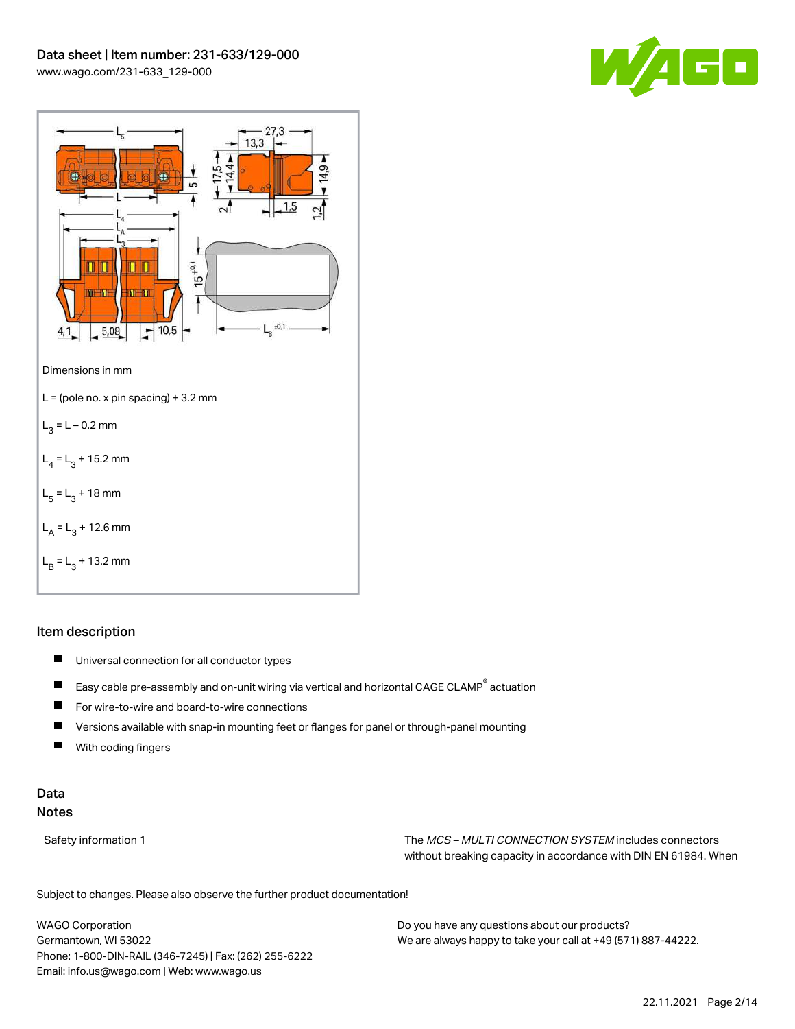Dimensions in mm

L = (pole no. x pin spacing) + 3.2 mm

$L_3$ = L – 0.2 mm

$L_4$ = $L_3$ + 15.2 mm

$L_5$ = $L_3$ + 18 mm

$L_A$ = $L_3$ + 12.6 mm

$L_B$ = $L_3$ + 13.2 mm

## Item description

- Universal connection for all conductor types
- Easy cable pre-assembly and on-unit wiring via vertical and horizontal CAGE CLAMP® actuation
- For wire-to-wire and board-to-wire connections
- Versions available with snap-in mounting feet or flanges for panel or through-panel mounting
- With coding fingers

## Data

### Notes

Safety information 1

The *MCS – MULTI CONNECTION SYSTEM* includes connectors without breaking capacity in accordance with DIN EN 61984. When

Subject to changes. Please also observe the further product documentation!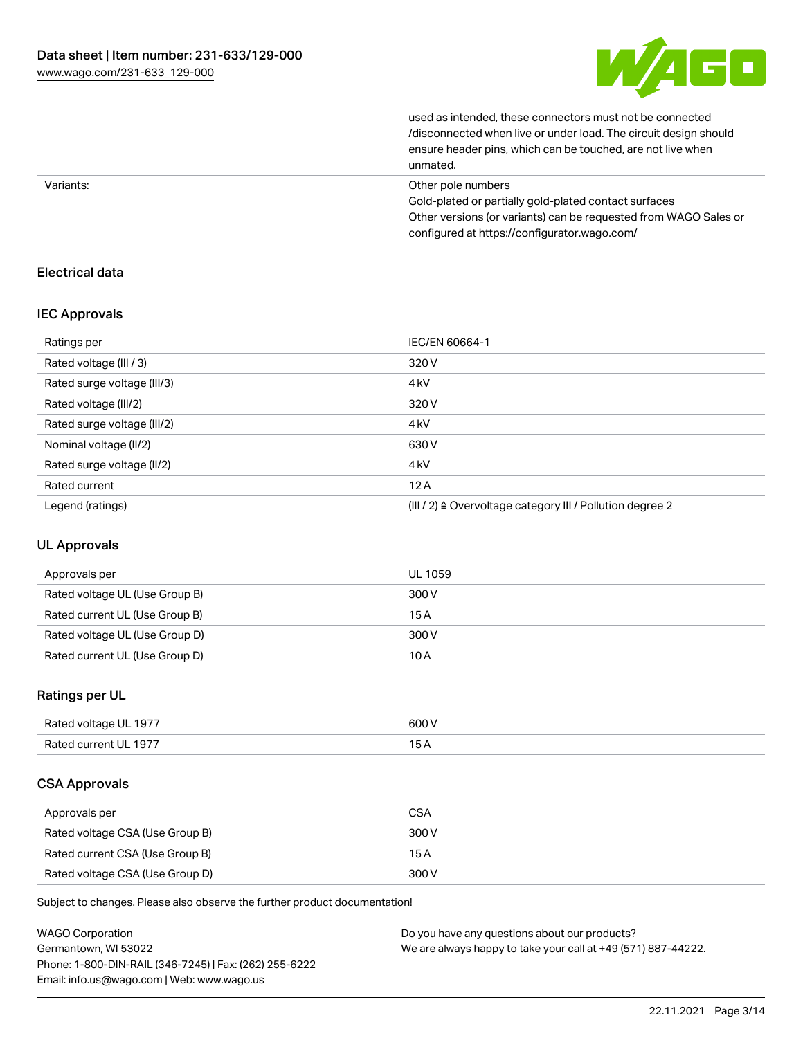| | |
|---|---|
| | used as intended, these connectors must not be connected /disconnected when live or under load. The circuit design should ensure header pins, which can be touched, are not live when unmated. |
| Variants: | Other pole numbers<br>Gold-plated or partially gold-plated contact surfaces<br>Other versions (or variants) can be requested from WAGO Sales or configured at https://configurator.wago.com/ |

## Electrical data

### IEC Approvals

| | |
|---|---|
| Ratings per | IEC/EN 60664-1 |
| Rated voltage (III / 3) | 320 V |
| Rated surge voltage (III/3) | 4 kV |
| Rated voltage (III/2) | 320 V |
| Rated surge voltage (III/2) | 4 kV |
| Nominal voltage (II/2) | 630 V |
| Rated surge voltage (II/2) | 4 kV |
| Rated current | 12 A |
| Legend (ratings) | (III / 2) ≙ Overvoltage category III / Pollution degree 2 |

### UL Approvals

| | |
|---|---|
| Approvals per | UL 1059 |
| Rated voltage UL (Use Group B) | 300 V |
| Rated current UL (Use Group B) | 15 A |
| Rated voltage UL (Use Group D) | 300 V |
| Rated current UL (Use Group D) | 10 A |

### Ratings per UL

| | |
|---|---|
| Rated voltage UL 1977 | 600 V |
| Rated current UL 1977 | 15 A |

### CSA Approvals

| | |
|---|---|
| Approvals per | CSA |
| Rated voltage CSA (Use Group B) | 300 V |
| Rated current CSA (Use Group B) | 15 A |
| Rated voltage CSA (Use Group D) | 300 V |

Subject to changes. Please also observe the further product documentation!

WAGO Corporation
Germantown, WI 53022
Phone: 1-800-DIN-RAIL (346-7245) | Fax: (262) 255-6222
Email: info.us@wago.com | Web: www.wago.us

Do you have any questions about our products?
We are always happy to take your call at +49 (571) 887-44222.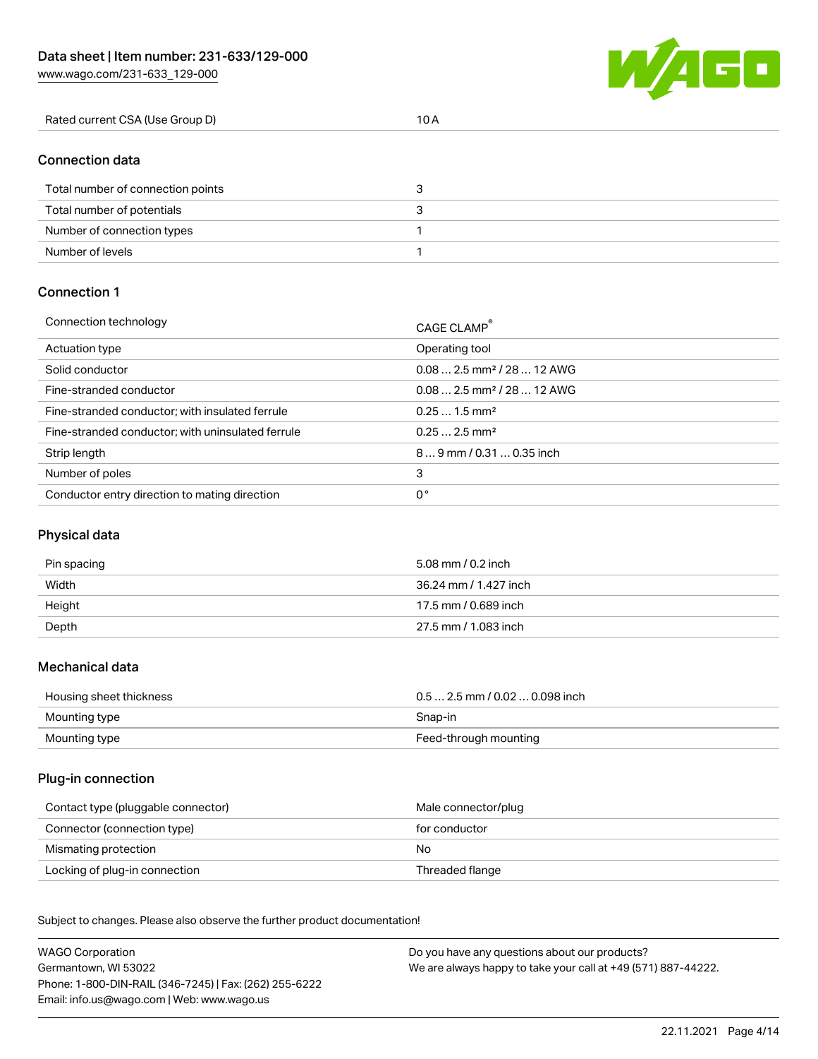| Rated current CSA (Use Group D) | 10 A |
|---|---|

## Connection data

| Total number of connection points | 3 |
|---|---|
| Total number of potentials | 3 |
| Number of connection types | 1 |
| Number of levels | 1 |

## Connection 1

| Connection technology | CAGE CLAMP® |
|---|---|
| Actuation type | Operating tool |
| Solid conductor | 0.08 … 2.5 mm² / 28 … 12 AWG |
| Fine-stranded conductor | 0.08 … 2.5 mm² / 28 … 12 AWG |
| Fine-stranded conductor; with insulated ferrule | 0.25 … 1.5 mm² |
| Fine-stranded conductor; with uninsulated ferrule | 0.25 … 2.5 mm² |
| Strip length | 8 … 9 mm / 0.31 … 0.35 inch |
| Number of poles | 3 |
| Conductor entry direction to mating direction | 0 ° |

## Physical data

| Pin spacing | 5.08 mm / 0.2 inch |
|---|---|
| Width | 36.24 mm / 1.427 inch |
| Height | 17.5 mm / 0.689 inch |
| Depth | 27.5 mm / 1.083 inch |

## Mechanical data

| Housing sheet thickness | 0.5 … 2.5 mm / 0.02 … 0.098 inch |
|---|---|
| Mounting type | Snap-in |
| Mounting type | Feed-through mounting |

## Plug-in connection

| Contact type (pluggable connector) | Male connector/plug |
|---|---|
| Connector (connection type) | for conductor |
| Mismatching protection | No |
| Locking of plug-in connection | Threaded flange |

Subject to changes. Please also observe the further product documentation!

WAGO Corporation
Germantown, WI 53022
Phone: 1-800-DIN-RAIL (346-7245) | Fax: (262) 255-6222
Email: info.us@wago.com | Web: www.wago.us

Do you have any questions about our products?
We are always happy to take your call at +49 (571) 887-44222.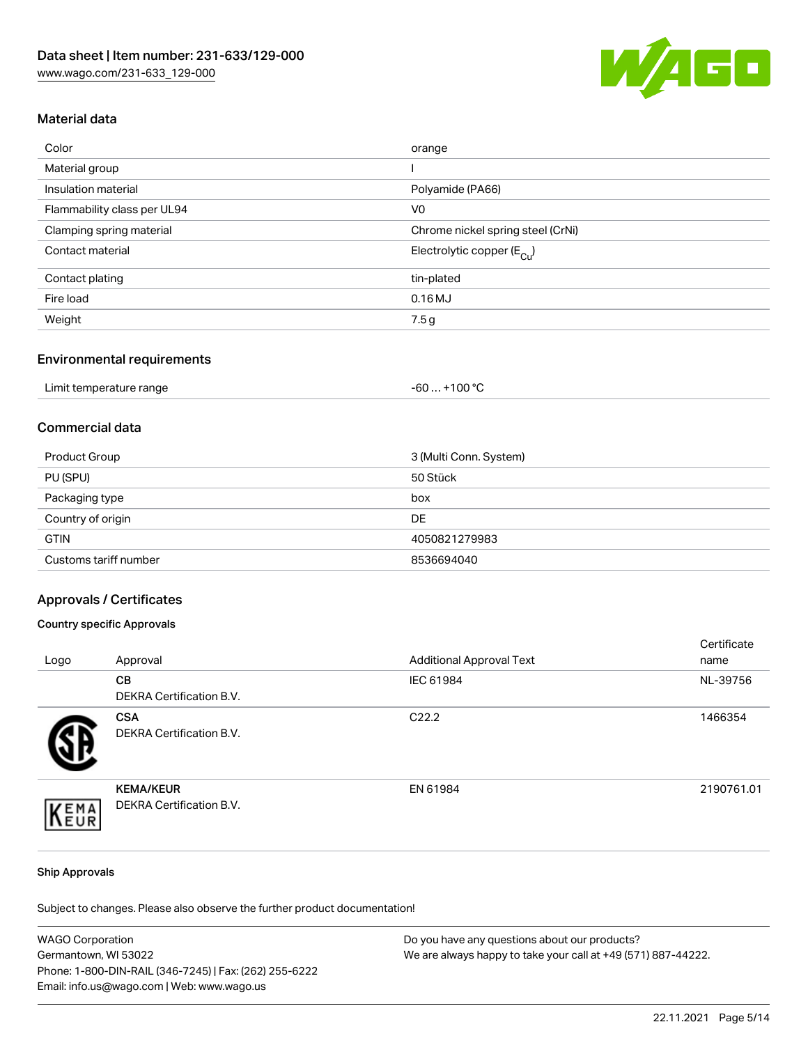## Material data

| Color | orange |
| --- | --- |
| Material group | I |
| Insulation material | Polyamide (PA66) |
| Flammability class per UL94 | V0 |
| Clamping spring material | Chrome nickel spring steel (CrNi) |
| Contact material | Electrolytic copper ($E_{Cu}$) |
| Contact plating | tin-plated |
| Fire load | 0.16 MJ |
| Weight | 7.5 g |

## Environmental requirements

| Limit temperature range | -60 … +100 °C |
| --- | --- |

## Commercial data

| Product Group | 3 (Multi Conn. System) |
| --- | --- |
| PU (SPU) | 50 Stück |
| Packaging type | box |
| Country of origin | DE |
| GTIN | 4050821279983 |
| Customs tariff number | 8536694040 |

## Approvals / Certificates

### Country specific Approvals

| Logo | Approval | Additional Approval Text | Certificate name |
| --- | --- | --- | --- |
| | **CB** DEKRA Certification B.V. | IEC 61984 | NL-39756 |
| | **CSA** DEKRA Certification B.V. | C22.2 | 1466354 |
| | **KEMA/KEUR** DEKRA Certification B.V. | EN 61984 | 2190761.01 |

### Ship Approvals

Subject to changes. Please also observe the further product documentation!

WAGO Corporation
Germantown, WI 53022
Phone: 1-800-DIN-RAIL (346-7245) | Fax: (262) 255-6222
Email: info.us@wago.com | Web: www.wago.us

Do you have any questions about our products?
We are always happy to take your call at +49 (571) 887-44222.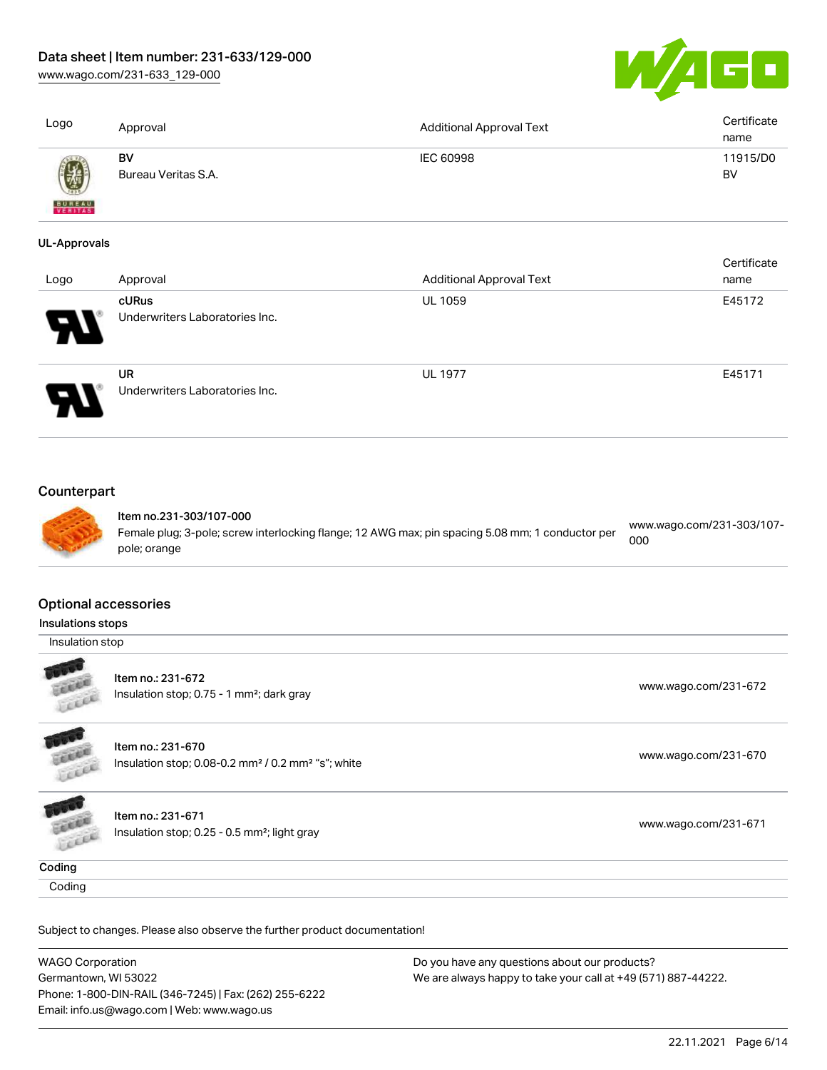| Logo | Approval | Additional Approval Text | Certificate name |
| --- | --- | --- | --- |
| | **BV** Bureau Veritas S.A. | IEC 60998 | 11915/D0 BV |

**UL-Approvals**

| Logo | Approval | Additional Approval Text | Certificate name |
| --- | --- | --- | --- |
| | **cURus** Underwriters Laboratories Inc. | UL 1059 | E45172 |
| | **UR** Underwriters Laboratories Inc. | UL 1977 | E45171 |

## Counterpart

| | | |
| --- | --- | --- |
| | Item no.231-303/107-000<br>Female plug; 3-pole; screw interlocking flange; 12 AWG max; pin spacing 5.08 mm; 1 conductor per pole; orange | www.wago.com/231-303/107-000 |

## Optional accessories

**Insulations stops**

Insulation stop

| | | |
| --- | --- | --- |
| | Item no.: 231-672<br>Insulation stop; 0.75 - 1 mm²; dark gray | www.wago.com/231-672 |
| | Item no.: 231-670<br>Insulation stop; 0.08-0.2 mm² / 0.2 mm² "s"; white | www.wago.com/231-670 |
| | Item no.: 231-671<br>Insulation stop; 0.25 - 0.5 mm²; light gray | www.wago.com/231-671 |

**Coding**

Coding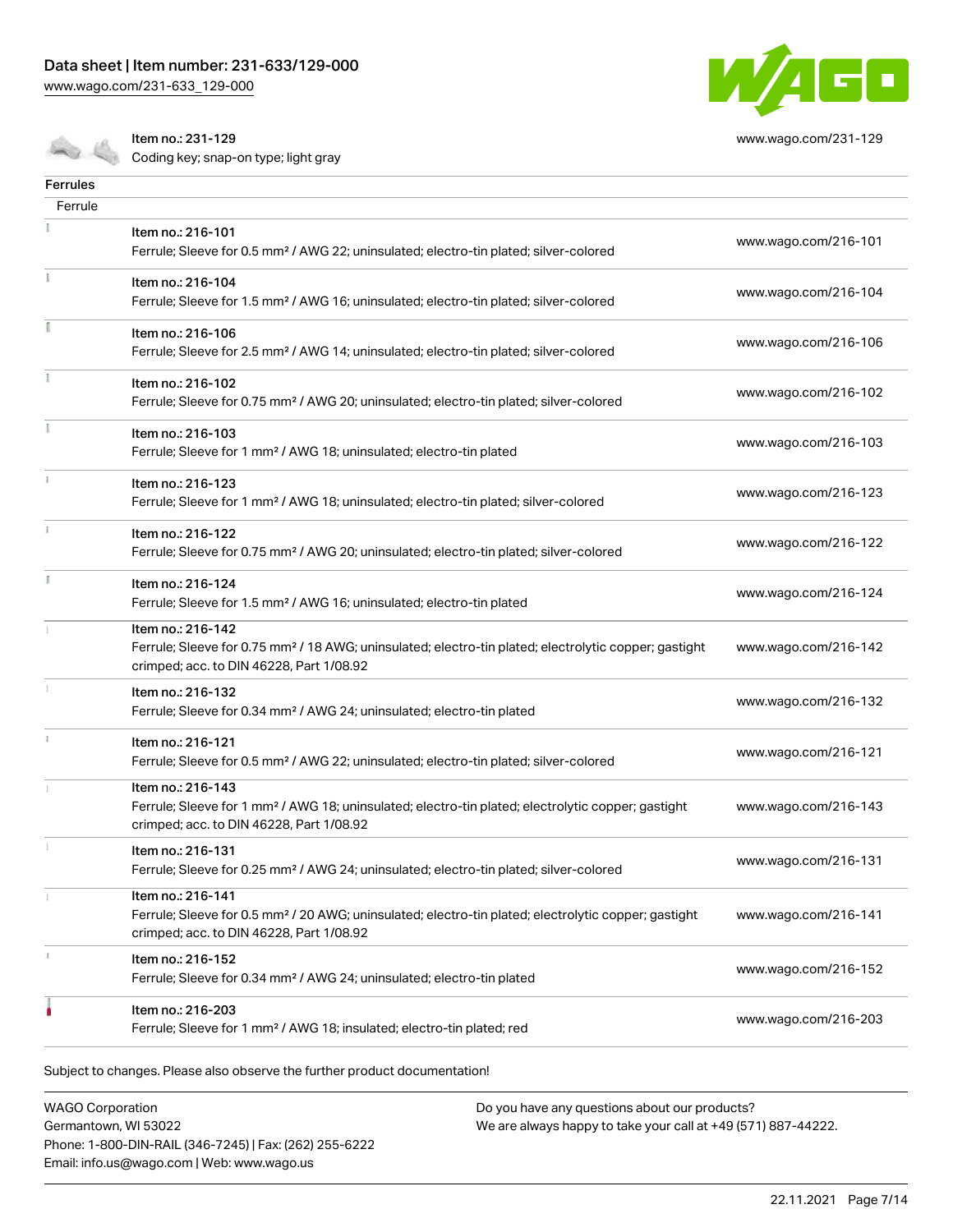Item no.: 231-129
Coding key; snap-on type; light gray

www.wago.com/231-129

## Ferrules

Ferrule

| Item | URL |
| --- | --- |
| Item no.: 216-101<br>Ferrule; Sleeve for 0.5 mm² / AWG 22; uninsulated; electro-tin plated; silver-colored | www.wago.com/216-101 |
| Item no.: 216-104<br>Ferrule; Sleeve for 1.5 mm² / AWG 16; uninsulated; electro-tin plated; silver-colored | www.wago.com/216-104 |
| Item no.: 216-106<br>Ferrule; Sleeve for 2.5 mm² / AWG 14; uninsulated; electro-tin plated; silver-colored | www.wago.com/216-106 |
| Item no.: 216-102<br>Ferrule; Sleeve for 0.75 mm² / AWG 20; uninsulated; electro-tin plated; silver-colored | www.wago.com/216-102 |
| Item no.: 216-103<br>Ferrule; Sleeve for 1 mm² / AWG 18; uninsulated; electro-tin plated | www.wago.com/216-103 |
| Item no.: 216-123<br>Ferrule; Sleeve for 1 mm² / AWG 18; uninsulated; electro-tin plated; silver-colored | www.wago.com/216-123 |
| Item no.: 216-122<br>Ferrule; Sleeve for 0.75 mm² / AWG 20; uninsulated; electro-tin plated; silver-colored | www.wago.com/216-122 |
| Item no.: 216-124<br>Ferrule; Sleeve for 1.5 mm² / AWG 16; uninsulated; electro-tin plated | www.wago.com/216-124 |
| Item no.: 216-142<br>Ferrule; Sleeve for 0.75 mm² / 18 AWG; uninsulated; electro-tin plated; electrolytic copper; gastight crimped; acc. to DIN 46228, Part 1/08.92 | www.wago.com/216-142 |
| Item no.: 216-132<br>Ferrule; Sleeve for 0.34 mm² / AWG 24; uninsulated; electro-tin plated | www.wago.com/216-132 |
| Item no.: 216-121<br>Ferrule; Sleeve for 0.5 mm² / AWG 22; uninsulated; electro-tin plated; silver-colored | www.wago.com/216-121 |
| Item no.: 216-143<br>Ferrule; Sleeve for 1 mm² / AWG 18; uninsulated; electro-tin plated; electrolytic copper; gastight crimped; acc. to DIN 46228, Part 1/08.92 | www.wago.com/216-143 |
| Item no.: 216-131<br>Ferrule; Sleeve for 0.25 mm² / AWG 24; uninsulated; electro-tin plated; silver-colored | www.wago.com/216-131 |
| Item no.: 216-141<br>Ferrule; Sleeve for 0.5 mm² / 20 AWG; uninsulated; electro-tin plated; electrolytic copper; gastight crimped; acc. to DIN 46228, Part 1/08.92 | www.wago.com/216-141 |
| Item no.: 216-152<br>Ferrule; Sleeve for 0.34 mm² / AWG 24; uninsulated; electro-tin plated | www.wago.com/216-152 |
| Item no.: 216-203<br>Ferrule; Sleeve for 1 mm² / AWG 18; insulated; electro-tin plated; red | www.wago.com/216-203 |

Subject to changes. Please also observe the further product documentation!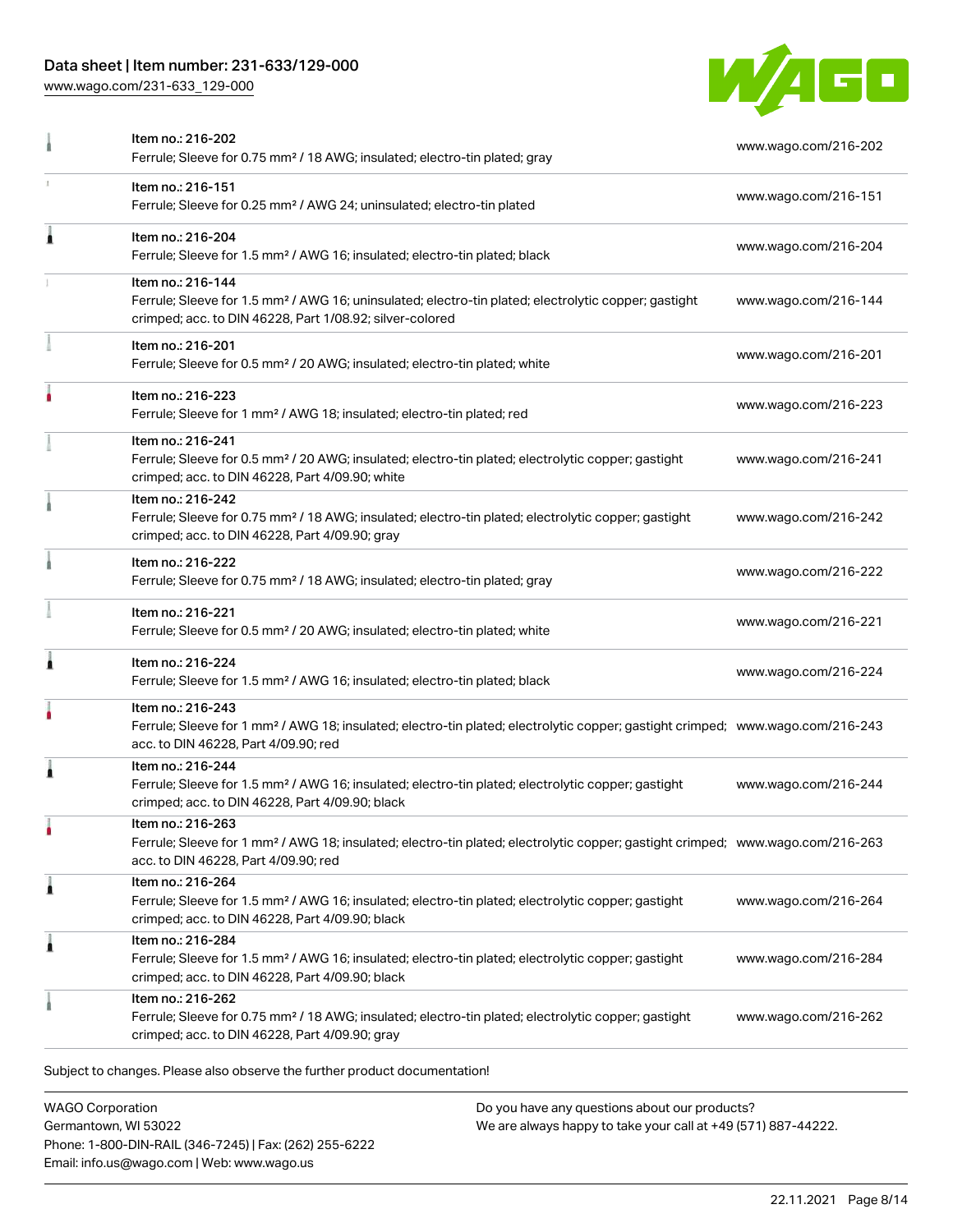| Item | Link |
| --- | --- |
| Item no.: 216-202<br>Ferrule; Sleeve for 0.75 mm² / 18 AWG; insulated; electro-tin plated; gray | www.wago.com/216-202 |
| Item no.: 216-151<br>Ferrule; Sleeve for 0.25 mm² / AWG 24; uninsulated; electro-tin plated | www.wago.com/216-151 |
| Item no.: 216-204<br>Ferrule; Sleeve for 1.5 mm² / AWG 16; insulated; electro-tin plated; black | www.wago.com/216-204 |
| Item no.: 216-144<br>Ferrule; Sleeve for 1.5 mm² / AWG 16; uninsulated; electro-tin plated; electrolytic copper; gastight crimped; acc. to DIN 46228, Part 1/08.92; silver-colored | www.wago.com/216-144 |
| Item no.: 216-201<br>Ferrule; Sleeve for 0.5 mm² / 20 AWG; insulated; electro-tin plated; white | www.wago.com/216-201 |
| Item no.: 216-223<br>Ferrule; Sleeve for 1 mm² / AWG 18; insulated; electro-tin plated; red | www.wago.com/216-223 |
| Item no.: 216-241<br>Ferrule; Sleeve for 0.5 mm² / 20 AWG; insulated; electro-tin plated; electrolytic copper; gastight crimped; acc. to DIN 46228, Part 4/09.90; white | www.wago.com/216-241 |
| Item no.: 216-242<br>Ferrule; Sleeve for 0.75 mm² / 18 AWG; insulated; electro-tin plated; electrolytic copper; gastight crimped; acc. to DIN 46228, Part 4/09.90; gray | www.wago.com/216-242 |
| Item no.: 216-222<br>Ferrule; Sleeve for 0.75 mm² / 18 AWG; insulated; electro-tin plated; gray | www.wago.com/216-222 |
| Item no.: 216-221<br>Ferrule; Sleeve for 0.5 mm² / 20 AWG; insulated; electro-tin plated; white | www.wago.com/216-221 |
| Item no.: 216-224<br>Ferrule; Sleeve for 1.5 mm² / AWG 16; insulated; electro-tin plated; black | www.wago.com/216-224 |
| Item no.: 216-243<br>Ferrule; Sleeve for 1 mm² / AWG 18; insulated; electro-tin plated; electrolytic copper; gastight crimped; acc. to DIN 46228, Part 4/09.90; red | www.wago.com/216-243 |
| Item no.: 216-244<br>Ferrule; Sleeve for 1.5 mm² / AWG 16; insulated; electro-tin plated; electrolytic copper; gastight crimped; acc. to DIN 46228, Part 4/09.90; black | www.wago.com/216-244 |
| Item no.: 216-263<br>Ferrule; Sleeve for 1 mm² / AWG 18; insulated; electro-tin plated; electrolytic copper; gastight crimped; acc. to DIN 46228, Part 4/09.90; red | www.wago.com/216-263 |
| Item no.: 216-264<br>Ferrule; Sleeve for 1.5 mm² / AWG 16; insulated; electro-tin plated; electrolytic copper; gastight crimped; acc. to DIN 46228, Part 4/09.90; black | www.wago.com/216-264 |
| Item no.: 216-284<br>Ferrule; Sleeve for 1.5 mm² / AWG 16; insulated; electro-tin plated; electrolytic copper; gastight crimped; acc. to DIN 46228, Part 4/09.90; black | www.wago.com/216-284 |
| Item no.: 216-262<br>Ferrule; Sleeve for 0.75 mm² / 18 AWG; insulated; electro-tin plated; electrolytic copper; gastight crimped; acc. to DIN 46228, Part 4/09.90; gray | www.wago.com/216-262 |

Subject to changes. Please also observe the further product documentation!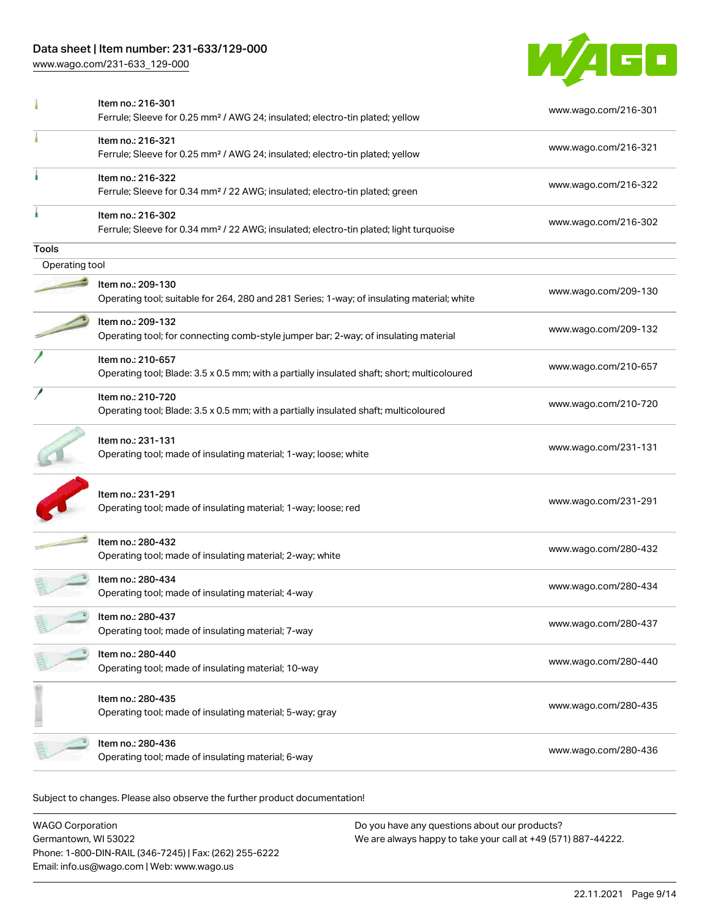| | | |
|---|---|---|
| | Item no.: 216-301<br>Ferrule; Sleeve for 0.25 mm² / AWG 24; insulated; electro-tin plated; yellow | www.wago.com/216-301 |
| | Item no.: 216-321<br>Ferrule; Sleeve for 0.25 mm² / AWG 24; insulated; electro-tin plated; yellow | www.wago.com/216-321 |
| | Item no.: 216-322<br>Ferrule; Sleeve for 0.34 mm² / 22 AWG; insulated; electro-tin plated; green | www.wago.com/216-322 |
| | Item no.: 216-302<br>Ferrule; Sleeve for 0.34 mm² / 22 AWG; insulated; electro-tin plated; light turquoise | www.wago.com/216-302 |

**Tools**

Operating tool

| | | |
|---|---|---|
| | Item no.: 209-130<br>Operating tool; suitable for 264, 280 and 281 Series; 1-way; of insulating material; white | www.wago.com/209-130 |
| | Item no.: 209-132<br>Operating tool; for connecting comb-style jumper bar; 2-way; of insulating material | www.wago.com/209-132 |
| | Item no.: 210-657<br>Operating tool; Blade: 3.5 x 0.5 mm; with a partially insulated shaft; short; multicoloured | www.wago.com/210-657 |
| | Item no.: 210-720<br>Operating tool; Blade: 3.5 x 0.5 mm; with a partially insulated shaft; multicoloured | www.wago.com/210-720 |
| | Item no.: 231-131<br>Operating tool; made of insulating material; 1-way; loose; white | www.wago.com/231-131 |
| | Item no.: 231-291<br>Operating tool; made of insulating material; 1-way; loose; red | www.wago.com/231-291 |
| | Item no.: 280-432<br>Operating tool; made of insulating material; 2-way; white | www.wago.com/280-432 |
| | Item no.: 280-434<br>Operating tool; made of insulating material; 4-way | www.wago.com/280-434 |
| | Item no.: 280-437<br>Operating tool; made of insulating material; 7-way | www.wago.com/280-437 |
| | Item no.: 280-440<br>Operating tool; made of insulating material; 10-way | www.wago.com/280-440 |
| | Item no.: 280-435<br>Operating tool; made of insulating material; 5-way; gray | www.wago.com/280-435 |
| | Item no.: 280-436<br>Operating tool; made of insulating material; 6-way | www.wago.com/280-436 |

Subject to changes. Please also observe the further product documentation!

WAGO Corporation
Germantown, WI 53022
Phone: 1-800-DIN-RAIL (346-7245) | Fax: (262) 255-6222
Email: info.us@wago.com | Web: www.wago.us

Do you have any questions about our products?
We are always happy to take your call at +49 (571) 887-44222.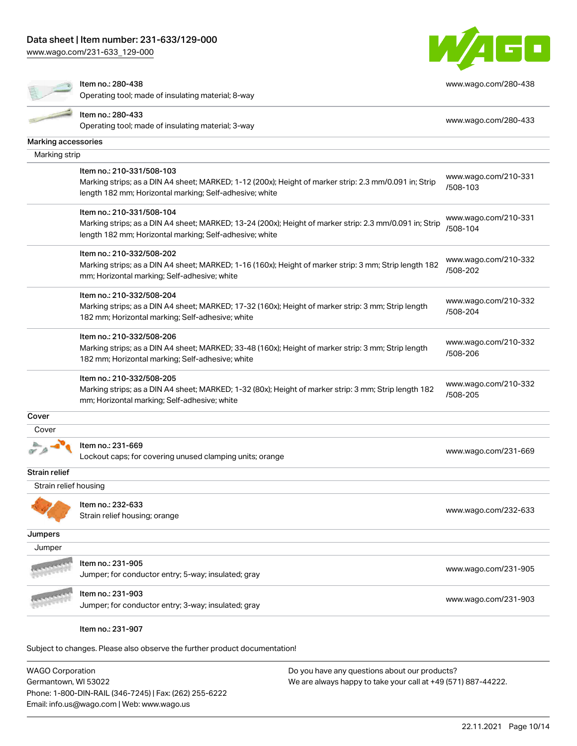| | | |
|---|---|---|
| | Item no.: 280-438<br>Operating tool; made of insulating material; 8-way | www.wago.com/280-438 |
| | Item no.: 280-433<br>Operating tool; made of insulating material; 3-way | www.wago.com/280-433 |

**Marking accessories**

Marking strip

| | |
|---|---|
| Item no.: 210-331/508-103<br>Marking strips; as a DIN A4 sheet; MARKED; 1-12 (200x); Height of marker strip: 2.3 mm/0.091 in; Strip length 182 mm; Horizontal marking; Self-adhesive; white | www.wago.com/210-331/508-103 |
| Item no.: 210-331/508-104<br>Marking strips; as a DIN A4 sheet; MARKED; 13-24 (200x); Height of marker strip: 2.3 mm/0.091 in; Strip length 182 mm; Horizontal marking; Self-adhesive; white | www.wago.com/210-331/508-104 |
| Item no.: 210-332/508-202<br>Marking strips; as a DIN A4 sheet; MARKED; 1-16 (160x); Height of marker strip: 3 mm; Strip length 182 mm; Horizontal marking; Self-adhesive; white | www.wago.com/210-332/508-202 |
| Item no.: 210-332/508-204<br>Marking strips; as a DIN A4 sheet; MARKED; 17-32 (160x); Height of marker strip: 3 mm; Strip length 182 mm; Horizontal marking; Self-adhesive; white | www.wago.com/210-332/508-204 |
| Item no.: 210-332/508-206<br>Marking strips; as a DIN A4 sheet; MARKED; 33-48 (160x); Height of marker strip: 3 mm; Strip length 182 mm; Horizontal marking; Self-adhesive; white | www.wago.com/210-332/508-206 |
| Item no.: 210-332/508-205<br>Marking strips; as a DIN A4 sheet; MARKED; 1-32 (80x); Height of marker strip: 3 mm; Strip length 182 mm; Horizontal marking; Self-adhesive; white | www.wago.com/210-332/508-205 |

**Cover**

Cover

| | |
|---|---|
| Item no.: 231-669<br>Lockout caps; for covering unused clamping units; orange | www.wago.com/231-669 |

**Strain relief**

Strain relief housing

| | |
|---|---|
| Item no.: 232-633<br>Strain relief housing; orange | www.wago.com/232-633 |

**Jumpers**

Jumper

| | |
|---|---|
| Item no.: 231-905<br>Jumper; for conductor entry; 5-way; insulated; gray | www.wago.com/231-905 |
| Item no.: 231-903<br>Jumper; for conductor entry; 3-way; insulated; gray | www.wago.com/231-903 |

Item no.: 231-907

Subject to changes. Please also observe the further product documentation!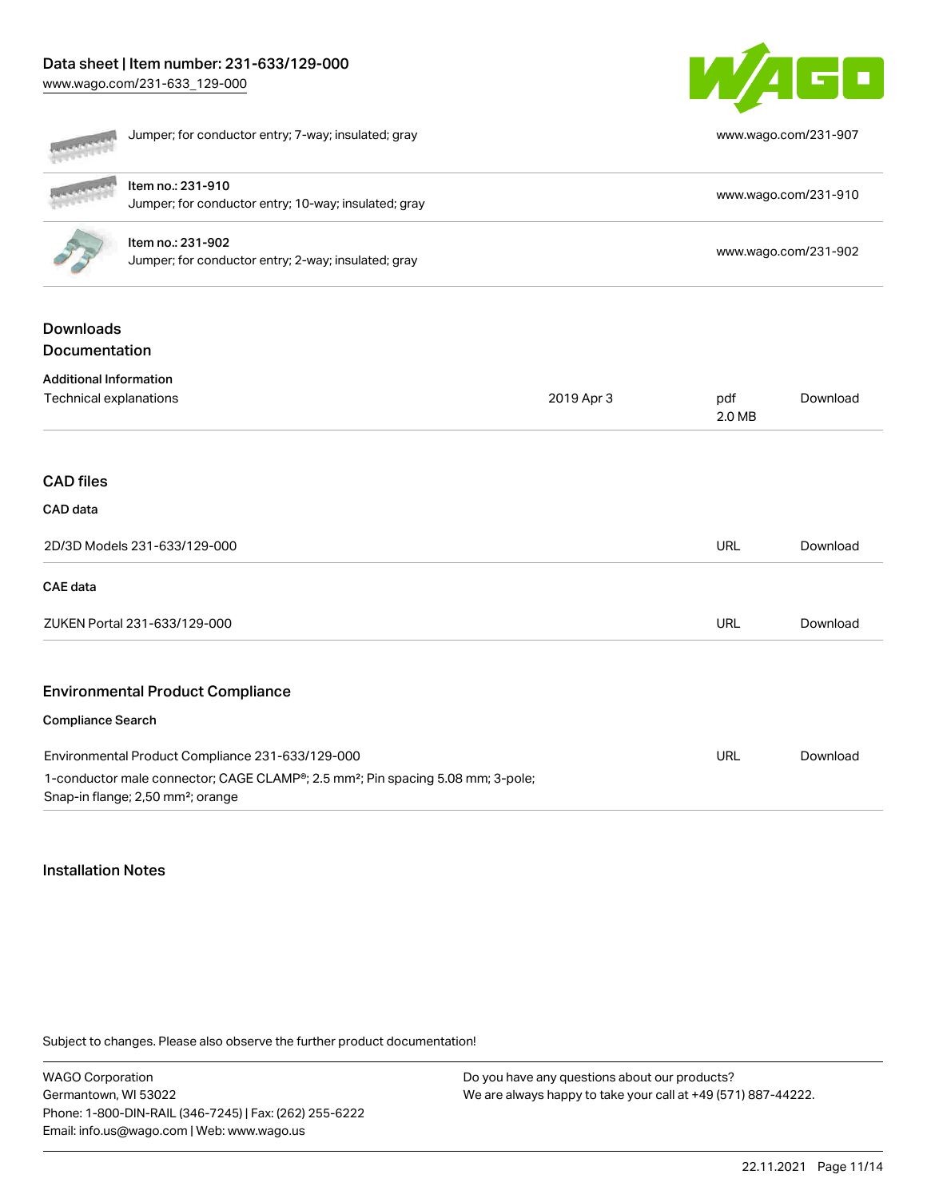| | |
|---|---|
| Jumper; for conductor entry; 7-way; insulated; gray | www.wago.com/231-907 |
| Item no.: 231-910<br>Jumper; for conductor entry; 10-way; insulated; gray | www.wago.com/231-910 |
| Item no.: 231-902<br>Jumper; for conductor entry; 2-way; insulated; gray | www.wago.com/231-902 |

## Downloads
## Documentation

### Additional Information

| | | | |
|---|---|---|---|
| Technical explanations | 2019 Apr 3 | pdf<br>2.0 MB | Download |

## CAD files

### CAD data

| | | |
|---|---|---|
| 2D/3D Models 231-633/129-000 | URL | Download |

### CAE data

| | | |
|---|---|---|
| ZUKEN Portal 231-633/129-000 | URL | Download |

## Environmental Product Compliance

### Compliance Search

| | | |
|---|---|---|
| Environmental Product Compliance 231-633/129-000<br>1-conductor male connector; CAGE CLAMP®; 2.5 mm²; Pin spacing 5.08 mm; 3-pole; Snap-in flange; 2,50 mm²; orange | URL | Download |

## Installation Notes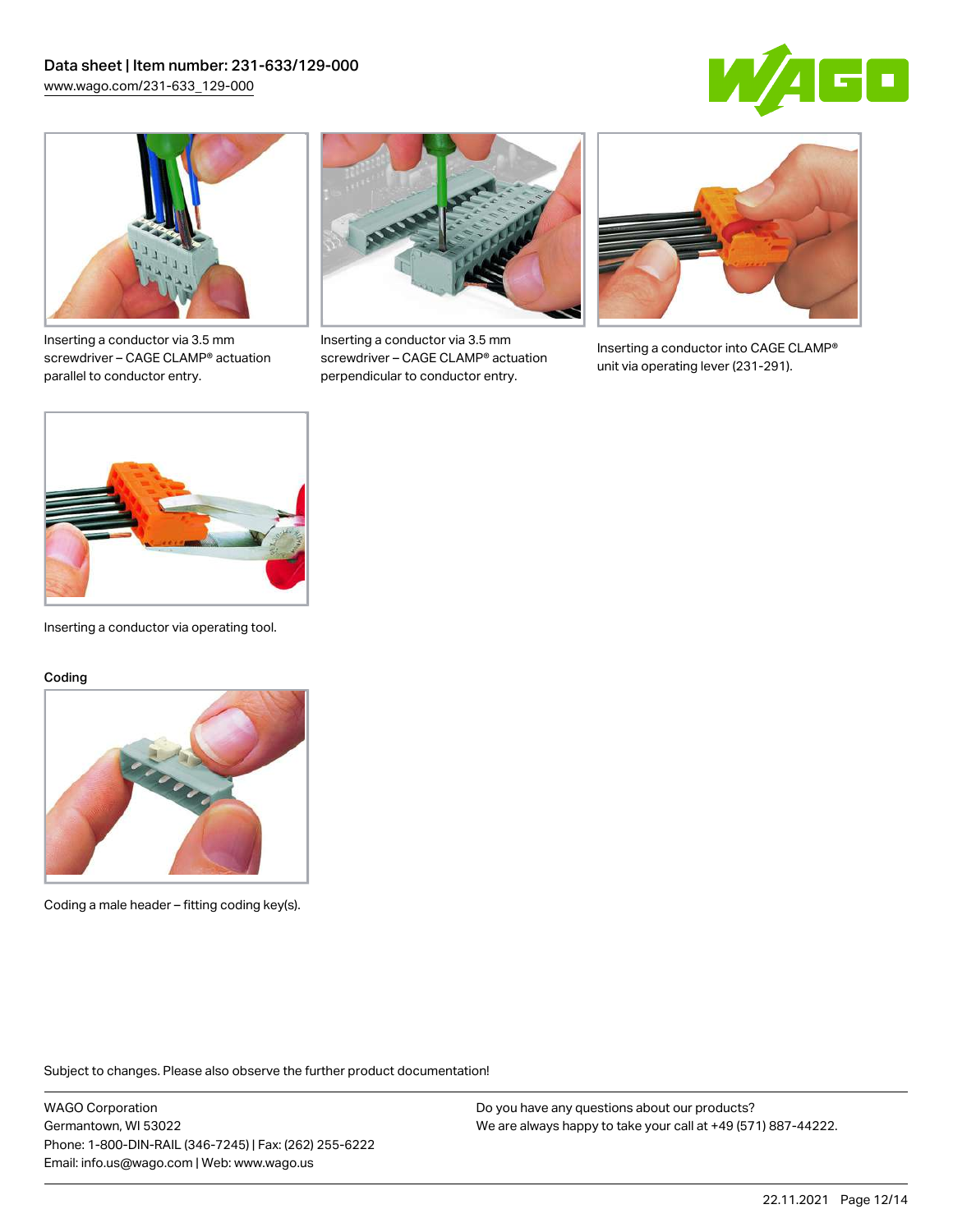Inserting a conductor via 3.5 mm screwdriver – CAGE CLAMP® actuation parallel to conductor entry.

Inserting a conductor via 3.5 mm screwdriver – CAGE CLAMP® actuation perpendicular to conductor entry.

Inserting a conductor into CAGE CLAMP® unit via operating lever (231-291).

Inserting a conductor via operating tool.

Coding

Coding a male header – fitting coding key(s).

Subject to changes. Please also observe the further product documentation!

WAGO Corporation
Germantown, WI 53022
Phone: 1-800-DIN-RAIL (346-7245) | Fax: (262) 255-6222
Email: info.us@wago.com | Web: www.wago.us

Do you have any questions about our products?
We are always happy to take your call at +49 (571) 887-44222.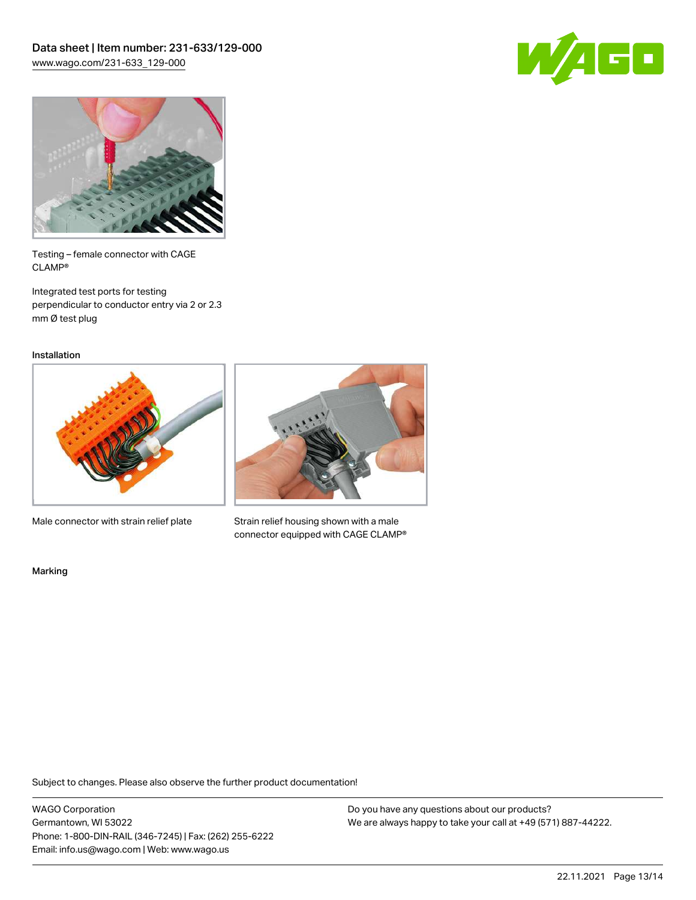Testing – female connector with CAGE CLAMP®

Integrated test ports for testing perpendicular to conductor entry via 2 or 2.3 mm Ø test plug

Installation

Male connector with strain relief plate

Strain relief housing shown with a male connector equipped with CAGE CLAMP®

Marking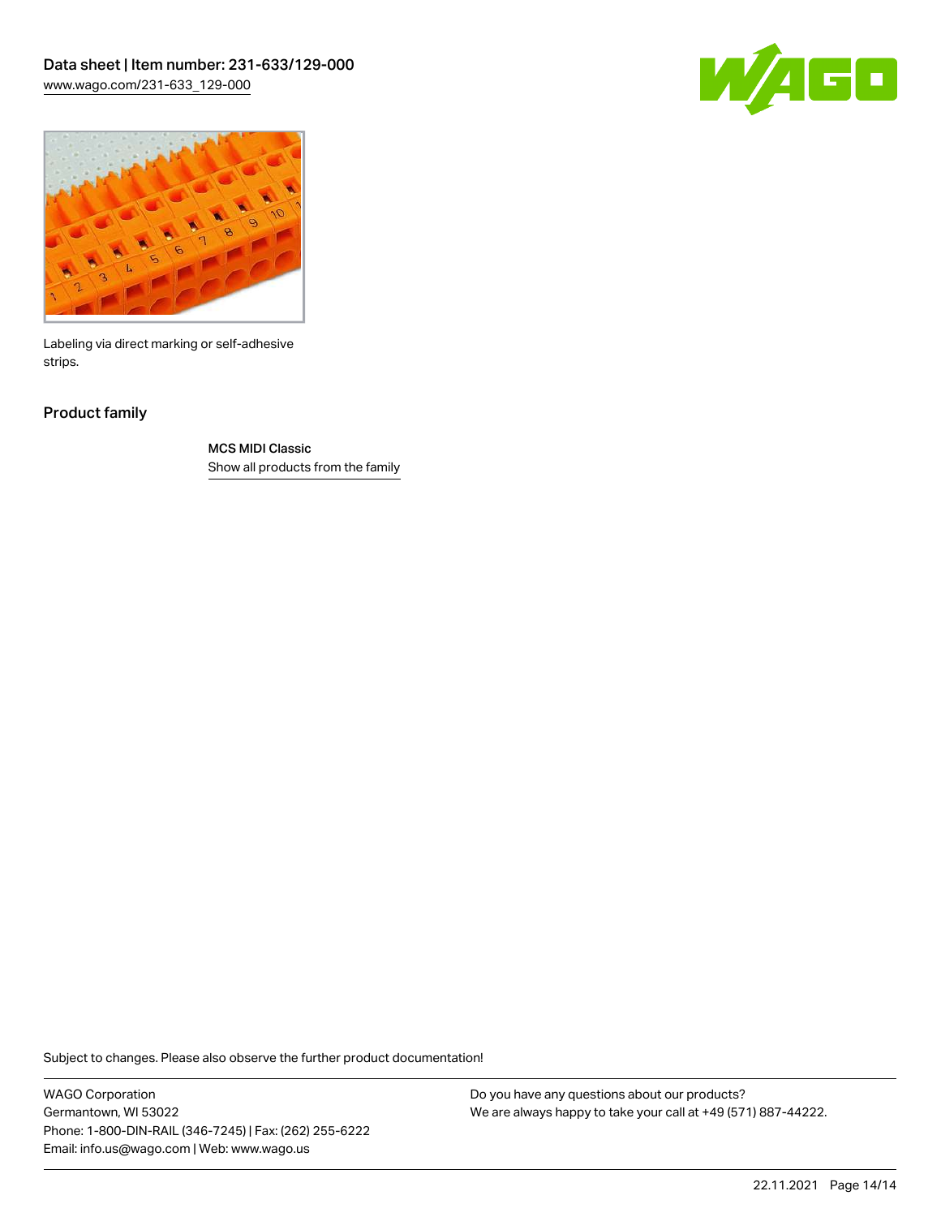Labeling via direct marking or self-adhesive strips.

## Product family

**MCS MIDI Classic**
Show all products from the family

Subject to changes. Please also observe the further product documentation!

WAGO Corporation
Germantown, WI 53022
Phone: 1-800-DIN-RAIL (346-7245) | Fax: (262) 255-6222
Email: info.us@wago.com | Web: www.wago.us

Do you have any questions about our products?
We are always happy to take your call at +49 (571) 887-44222.